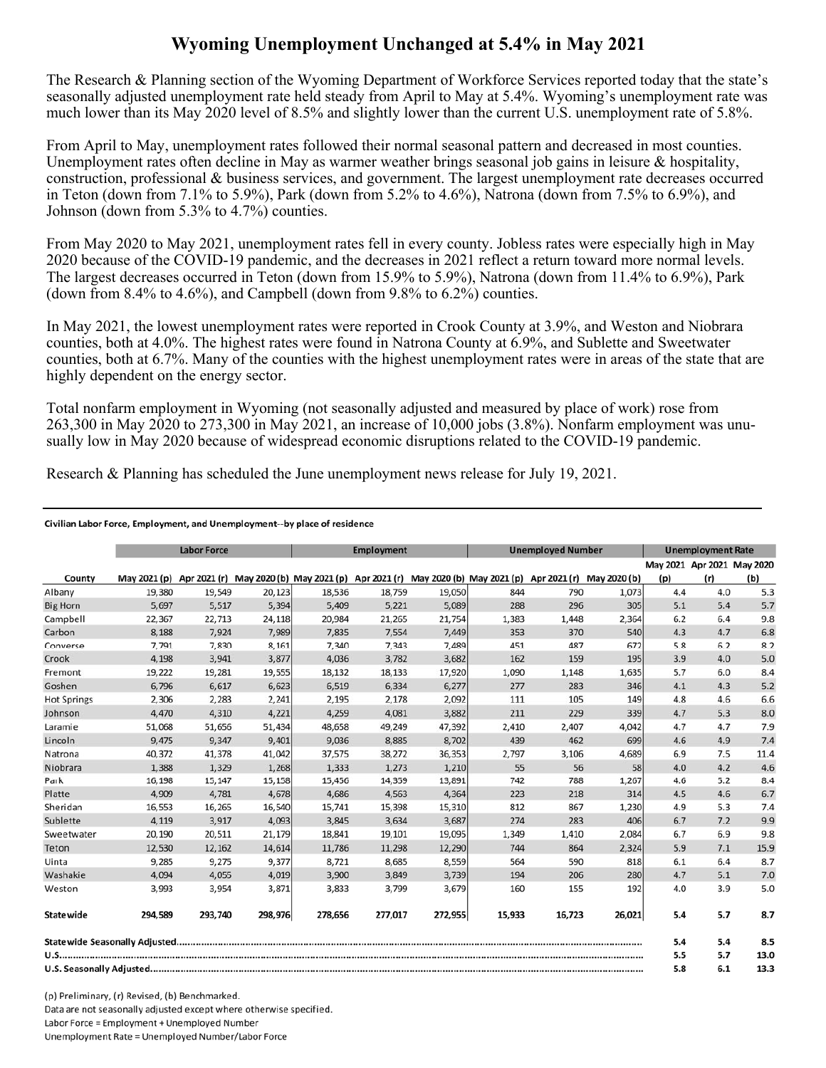# Wyoming Unemployment Unchanged at 5.4% in May 2021

The Research & Planning section of the Wyoming Department of Workforce Services reported today that the state's seasonally adjusted unemployment rate held steady from April to May at 5.4%. Wyoming's unemployment rate was much lower than its May 2020 level of 8.5% and slightly lower than the current U.S. unemployment rate of 5.8%.

From April to May, unemployment rates followed their normal seasonal pattern and decreased in most counties. Unemployment rates often decline in May as warmer weather brings seasonal job gains in leisure & hospitality, construction, professional & business services, and government. The largest unemployment rate decreases occurred in Teton (down from 7.1% to 5.9%), Park (down from 5.2% to 4.6%), Natrona (down from 7.5% to 6.9%), and Johnson (down from 5.3% to 4.7%) counties.

From May 2020 to May 2021, unemployment rates fell in every county. Jobless rates were especially high in May 2020 because of the COVID-19 pandemic, and the decreases in 2021 reflect a return toward more normal levels. The largest decreases occurred in Teton (down from 15.9% to 5.9%), Natrona (down from 11.4% to 6.9%), Park (down from 8.4% to 4.6%), and Campbell (down from 9.8% to 6.2%) counties.

In May 2021, the lowest unemployment rates were reported in Crook County at 3.9%, and Weston and Niobrara counties, both at 4.0%. The highest rates were found in Natrona County at 6.9%, and Sublette and Sweetwater counties, both at 6.7%. Many of the counties with the highest unemployment rates were in areas of the state that are highly dependent on the energy sector.

Total nonfarm employment in Wyoming (not seasonally adjusted and measured by place of work) rose from 263,300 in May 2020 to 273,300 in May 2021, an increase of 10,000 jobs (3.8%). Nonfarm employment was unusually low in May 2020 because of widespread economic disruptions related to the COVID-19 pandemic.

Research & Planning has scheduled the June unemployment news release for July 19, 2021.

**Civilian Labor Force, Employment, and Unemployment--by place of residence**

| | Labor Force | | | Employment | | | Unemployed Number | | | Unemployment Rate | | |
|---|---|---|---|---|---|---|---|---|---|---|---|---|
| County | May 2021 (p) | Apr 2021 (r) | May 2020 (b) | May 2021 (p) | Apr 2021 (r) | May 2020 (b) | May 2021 (p) | Apr 2021 (r) | May 2020 (b) | May 2021 (p) | Apr 2021 (r) | May 2020 (b) |
| Albany | 19,380 | 19,549 | 20,123 | 18,536 | 18,759 | 19,050 | 844 | 790 | 1,073 | 4.4 | 4.0 | 5.3 |
| Big Horn | 5,697 | 5,517 | 5,394 | 5,409 | 5,221 | 5,089 | 288 | 296 | 305 | 5.1 | 5.4 | 5.7 |
| Campbell | 22,367 | 22,713 | 24,118 | 20,984 | 21,265 | 21,754 | 1,383 | 1,448 | 2,364 | 6.2 | 6.4 | 9.8 |
| Carbon | 8,188 | 7,924 | 7,989 | 7,835 | 7,554 | 7,449 | 353 | 370 | 540 | 4.3 | 4.7 | 6.8 |
| Converse | 7,791 | 7,830 | 8,161 | 7,340 | 7,343 | 7,489 | 451 | 487 | 672 | 5.8 | 6.2 | 8.2 |
| Crook | 4,198 | 3,941 | 3,877 | 4,036 | 3,782 | 3,682 | 162 | 159 | 195 | 3.9 | 4.0 | 5.0 |
| Fremont | 19,222 | 19,281 | 19,555 | 18,132 | 18,133 | 17,920 | 1,090 | 1,148 | 1,635 | 5.7 | 6.0 | 8.4 |
| Goshen | 6,796 | 6,617 | 6,623 | 6,519 | 6,334 | 6,277 | 277 | 283 | 346 | 4.1 | 4.3 | 5.2 |
| Hot Springs | 2,306 | 2,283 | 2,241 | 2,195 | 2,178 | 2,092 | 111 | 105 | 149 | 4.8 | 4.6 | 6.6 |
| Johnson | 4,470 | 4,310 | 4,221 | 4,259 | 4,081 | 3,882 | 211 | 229 | 339 | 4.7 | 5.3 | 8.0 |
| Laramie | 51,068 | 51,656 | 51,434 | 48,658 | 49,249 | 47,392 | 2,410 | 2,407 | 4,042 | 4.7 | 4.7 | 7.9 |
| Lincoln | 9,475 | 9,347 | 9,401 | 9,036 | 8,885 | 8,702 | 439 | 462 | 699 | 4.6 | 4.9 | 7.4 |
| Natrona | 40,372 | 41,378 | 41,042 | 37,575 | 38,272 | 36,353 | 2,797 | 3,106 | 4,689 | 6.9 | 7.5 | 11.4 |
| Niobrara | 1,388 | 1,329 | 1,268 | 1,333 | 1,273 | 1,210 | 55 | 56 | 58 | 4.0 | 4.2 | 4.6 |
| Park | 16,198 | 15,147 | 15,158 | 15,456 | 14,359 | 13,891 | 742 | 788 | 1,267 | 4.6 | 5.2 | 8.4 |
| Platte | 4,909 | 4,781 | 4,678 | 4,686 | 4,563 | 4,364 | 223 | 218 | 314 | 4.5 | 4.6 | 6.7 |
| Sheridan | 16,553 | 16,265 | 16,540 | 15,741 | 15,398 | 15,310 | 812 | 867 | 1,230 | 4.9 | 5.3 | 7.4 |
| Sublette | 4,119 | 3,917 | 4,093 | 3,845 | 3,634 | 3,687 | 274 | 283 | 406 | 6.7 | 7.2 | 9.9 |
| Sweetwater | 20,190 | 20,511 | 21,179 | 18,841 | 19,101 | 19,095 | 1,349 | 1,410 | 2,084 | 6.7 | 6.9 | 9.8 |
| Teton | 12,530 | 12,162 | 14,614 | 11,786 | 11,298 | 12,290 | 744 | 864 | 2,324 | 5.9 | 7.1 | 15.9 |
| Uinta | 9,285 | 9,275 | 9,377 | 8,721 | 8,685 | 8,559 | 564 | 590 | 818 | 6.1 | 6.4 | 8.7 |
| Washakie | 4,094 | 4,055 | 4,019 | 3,900 | 3,849 | 3,739 | 194 | 206 | 280 | 4.7 | 5.1 | 7.0 |
| Weston | 3,993 | 3,954 | 3,871 | 3,833 | 3,799 | 3,679 | 160 | 155 | 192 | 4.0 | 3.9 | 5.0 |
| **Statewide** | **294,589** | **293,740** | **298,976** | **278,656** | **277,017** | **272,955** | **15,933** | **16,723** | **26,021** | **5.4** | **5.7** | **8.7** |
| **Statewide Seasonally Adjusted** | | | | | | | | | | **5.4** | **5.4** | **8.5** |
| **U.S.** | | | | | | | | | | **5.5** | **5.7** | **13.0** |
| **U.S. Seasonally Adjusted** | | | | | | | | | | **5.8** | **6.1** | **13.3** |

(p) Preliminary, (r) Revised, (b) Benchmarked.
Data are not seasonally adjusted except where otherwise specified.
Labor Force = Employment + Unemployed Number
Unemployment Rate = Unemployed Number/Labor Force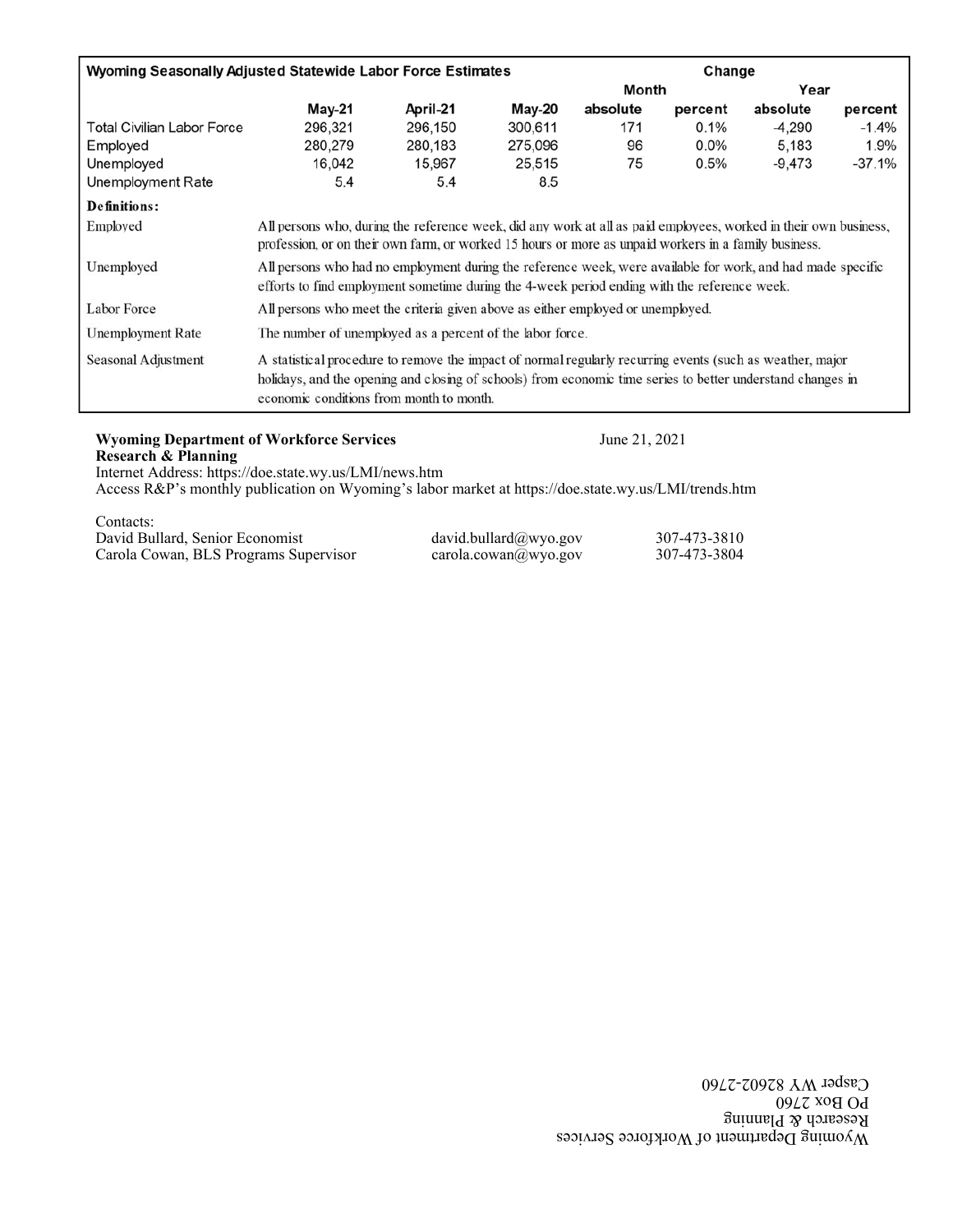| Wyoming Seasonally Adjusted Statewide Labor Force Estimates | | | | Change | | | |
|---|---|---|---|---|---|---|---|
| | | | | Month | | Year | |
| | May-21 | April-21 | May-20 | absolute | percent | absolute | percent |
| Total Civilian Labor Force | 296,321 | 296,150 | 300,611 | 171 | 0.1% | -4,290 | -1.4% |
| Employed | 280,279 | 280,183 | 275,096 | 96 | 0.0% | 5,183 | 1.9% |
| Unemployed | 16,042 | 15,967 | 25,515 | 75 | 0.5% | -9,473 | -37.1% |
| Unemployment Rate | 5.4 | 5.4 | 8.5 | | | | |

**Definitions:**

| | |
|---|---|
| Employed | All persons who, during the reference week, did any work at all as paid employees, worked in their own business, profession, or on their own farm, or worked 15 hours or more as unpaid workers in a family business. |
| Unemployed | All persons who had no employment during the reference week, were available for work, and had made specific efforts to find employment sometime during the 4-week period ending with the reference week. |
| Labor Force | All persons who meet the criteria given above as either employed or unemployed. |
| Unemployment Rate | The number of unemployed as a percent of the labor force. |
| Seasonal Adjustment | A statistical procedure to remove the impact of normal regularly recurring events (such as weather, major holidays, and the opening and closing of schools) from economic time series to better understand changes in economic conditions from month to month. |

**Wyoming Department of Workforce Services**
**Research & Planning**

June 21, 2021

Internet Address: https://doe.state.wy.us/LMI/news.htm
Access R&P's monthly publication on Wyoming's labor market at https://doe.state.wy.us/LMI/trends.htm

Contacts:

| | | |
|---|---|---|
| David Bullard, Senior Economist | david.bullard@wyo.gov | 307-473-3810 |
| Carola Cowan, BLS Programs Supervisor | carola.cowan@wyo.gov | 307-473-3804 |

Wyoming Department of Workforce Services
Research & Planning
PO Box 2760
Casper WY 82602-2760